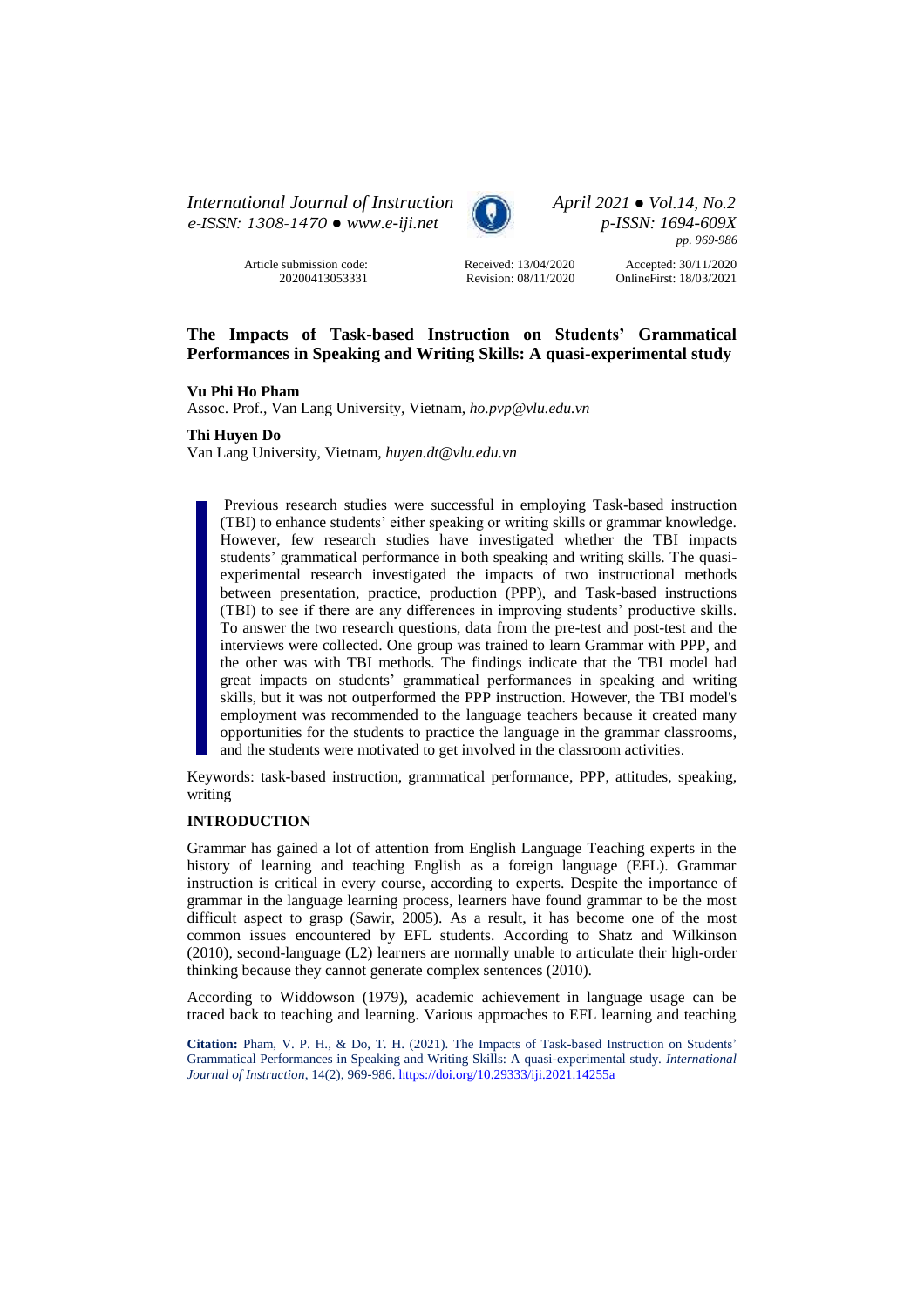*International Journal of Instruction*
*e-ISSN: 1308-1470 ● www.e-iji.net*

*April 2021 ● Vol.14, No.2*
*p-ISSN: 1694-609X*
*pp. 969-986*

Article submission code: 20200413053331

Received: 13/04/2020
Revision: 08/11/2020

Accepted: 30/11/2020
OnlineFirst: 18/03/2021

# The Impacts of Task-based Instruction on Students' Grammatical Performances in Speaking and Writing Skills: A quasi-experimental study

**Vu Phi Ho Pham**
Assoc. Prof., Van Lang University, Vietnam, *ho.pvp@vlu.edu.vn*

**Thi Huyen Do**
Van Lang University, Vietnam, *huyen.dt@vlu.edu.vn*

> Previous research studies were successful in employing Task-based instruction (TBI) to enhance students' either speaking or writing skills or grammar knowledge. However, few research studies have investigated whether the TBI impacts students' grammatical performance in both speaking and writing skills. The quasi-experimental research investigated the impacts of two instructional methods between presentation, practice, production (PPP), and Task-based instructions (TBI) to see if there are any differences in improving students' productive skills. To answer the two research questions, data from the pre-test and post-test and the interviews were collected. One group was trained to learn Grammar with PPP, and the other was with TBI methods. The findings indicate that the TBI model had great impacts on students' grammatical performances in speaking and writing skills, but it was not outperformed the PPP instruction. However, the TBI model's employment was recommended to the language teachers because it created many opportunities for the students to practice the language in the grammar classrooms, and the students were motivated to get involved in the classroom activities.

Keywords: task-based instruction, grammatical performance, PPP, attitudes, speaking, writing

## INTRODUCTION

Grammar has gained a lot of attention from English Language Teaching experts in the history of learning and teaching English as a foreign language (EFL). Grammar instruction is critical in every course, according to experts. Despite the importance of grammar in the language learning process, learners have found grammar to be the most difficult aspect to grasp (Sawir, 2005). As a result, it has become one of the most common issues encountered by EFL students. According to Shatz and Wilkinson (2010), second-language (L2) learners are normally unable to articulate their high-order thinking because they cannot generate complex sentences (2010).

According to Widdowson (1979), academic achievement in language usage can be traced back to teaching and learning. Various approaches to EFL learning and teaching

**Citation:** Pham, V. P. H., & Do, T. H. (2021). The Impacts of Task-based Instruction on Students' Grammatical Performances in Speaking and Writing Skills: A quasi-experimental study. *International Journal of Instruction*, 14(2), 969-986. https://doi.org/10.29333/iji.2021.14255a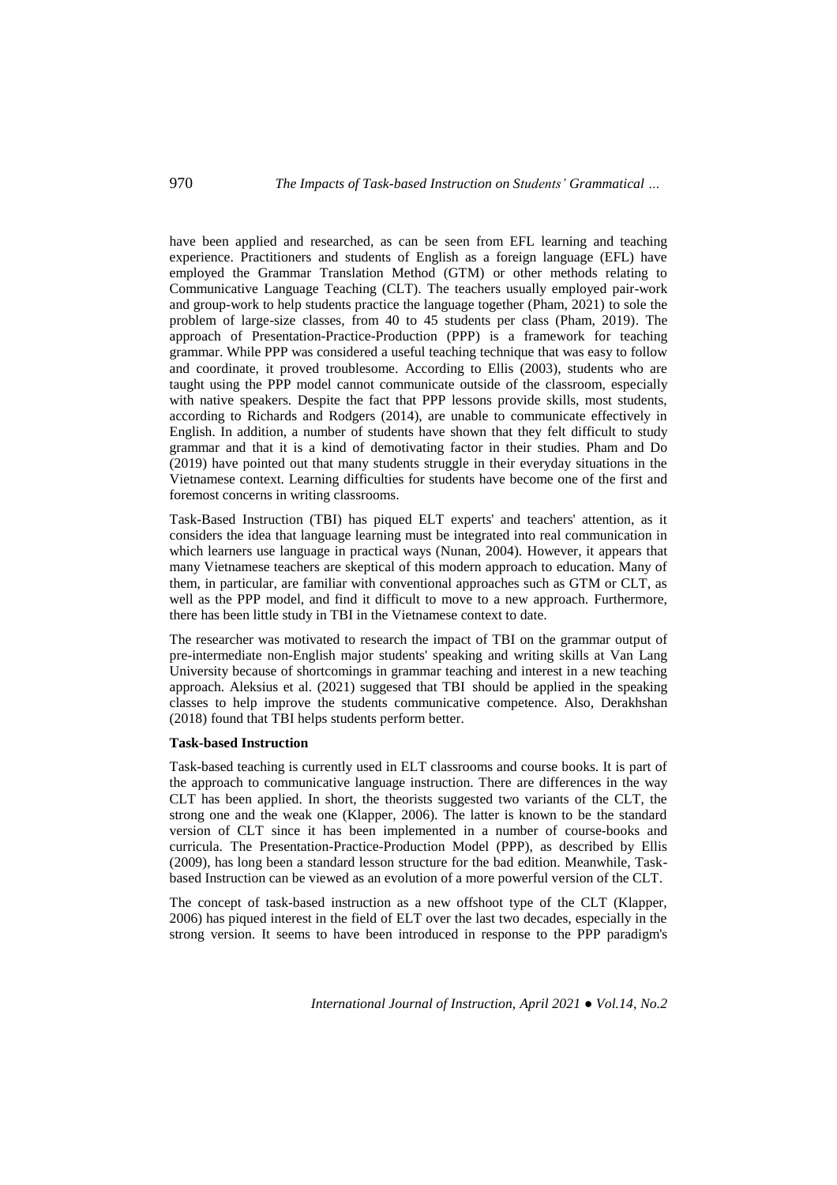have been applied and researched, as can be seen from EFL learning and teaching experience. Practitioners and students of English as a foreign language (EFL) have employed the Grammar Translation Method (GTM) or other methods relating to Communicative Language Teaching (CLT). The teachers usually employed pair-work and group-work to help students practice the language together (Pham, 2021) to sole the problem of large-size classes, from 40 to 45 students per class (Pham, 2019). The approach of Presentation-Practice-Production (PPP) is a framework for teaching grammar. While PPP was considered a useful teaching technique that was easy to follow and coordinate, it proved troublesome. According to Ellis (2003), students who are taught using the PPP model cannot communicate outside of the classroom, especially with native speakers. Despite the fact that PPP lessons provide skills, most students, according to Richards and Rodgers (2014), are unable to communicate effectively in English. In addition, a number of students have shown that they felt difficult to study grammar and that it is a kind of demotivating factor in their studies. Pham and Do (2019) have pointed out that many students struggle in their everyday situations in the Vietnamese context. Learning difficulties for students have become one of the first and foremost concerns in writing classrooms.

Task-Based Instruction (TBI) has piqued ELT experts' and teachers' attention, as it considers the idea that language learning must be integrated into real communication in which learners use language in practical ways (Nunan, 2004). However, it appears that many Vietnamese teachers are skeptical of this modern approach to education. Many of them, in particular, are familiar with conventional approaches such as GTM or CLT, as well as the PPP model, and find it difficult to move to a new approach. Furthermore, there has been little study in TBI in the Vietnamese context to date.

The researcher was motivated to research the impact of TBI on the grammar output of pre-intermediate non-English major students' speaking and writing skills at Van Lang University because of shortcomings in grammar teaching and interest in a new teaching approach. Aleksius et al. (2021) suggesed that TBI should be applied in the speaking classes to help improve the students communicative competence. Also, Derakhshan (2018) found that TBI helps students perform better.

**Task-based Instruction**

Task-based teaching is currently used in ELT classrooms and course books. It is part of the approach to communicative language instruction. There are differences in the way CLT has been applied. In short, the theorists suggested two variants of the CLT, the strong one and the weak one (Klapper, 2006). The latter is known to be the standard version of CLT since it has been implemented in a number of course-books and curricula. The Presentation-Practice-Production Model (PPP), as described by Ellis (2009), has long been a standard lesson structure for the bad edition. Meanwhile, Task-based Instruction can be viewed as an evolution of a more powerful version of the CLT.

The concept of task-based instruction as a new offshoot type of the CLT (Klapper, 2006) has piqued interest in the field of ELT over the last two decades, especially in the strong version. It seems to have been introduced in response to the PPP paradigm's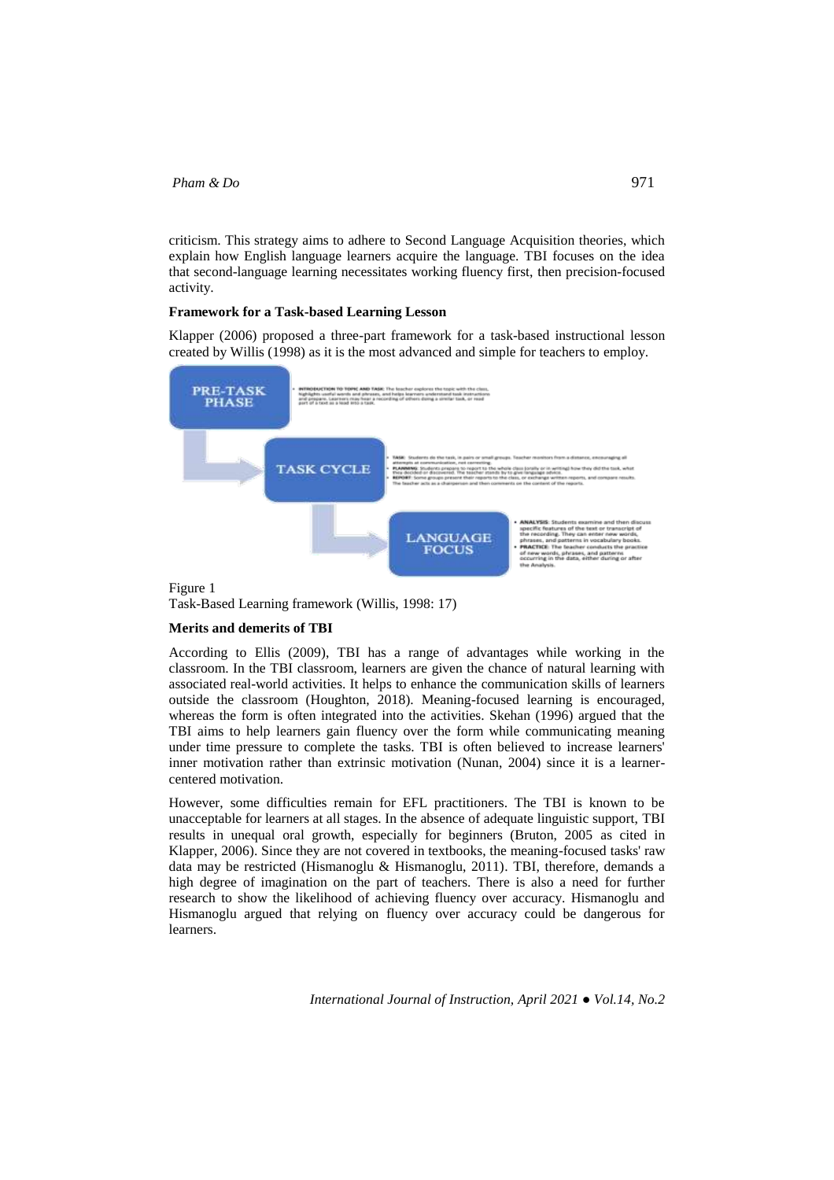criticism. This strategy aims to adhere to Second Language Acquisition theories, which explain how English language learners acquire the language. TBI focuses on the idea that second-language learning necessitates working fluency first, then precision-focused activity.

**Framework for a Task-based Learning Lesson**

Klapper (2006) proposed a three-part framework for a task-based instructional lesson created by Willis (1998) as it is the most advanced and simple for teachers to employ.

**PRE-TASK PHASE**

- **INTRODUCTION TO TOPIC AND TASK**: The teacher explores the topic with the class, highlights useful words and phrases, and helps learners understand task instructions and prepare. Learners may hear a recording of others doing a similar task, or read part of a text as a lead into a task.

**TASK CYCLE**

- **TASK**: Students do the task, in pairs or small groups. Teacher monitors from a distance, encouraging all attempts at communication, not correcting.
- **PLANNING**: Students prepare to report to the whole class (orally or in writing) how they did the task, what they decided or discovered. The teacher stands by to give language advice.
- **REPORT**: Some groups present their reports to the class, or exchange written reports, and compare results. The teacher acts as a chairperson and then comments on the content of the reports.

**LANGUAGE FOCUS**

- **ANALYSIS**: Students examine and then discuss specific features of the text or transcript of the recording. They can enter new words, phrases, and patterns in vocabulary books.
- **PRACTICE**: The teacher conducts the practice of new words, phrases, and patterns occurring in the data, either during or after the Analysis.

Figure 1
Task-Based Learning framework (Willis, 1998: 17)

**Merits and demerits of TBI**

According to Ellis (2009), TBI has a range of advantages while working in the classroom. In the TBI classroom, learners are given the chance of natural learning with associated real-world activities. It helps to enhance the communication skills of learners outside the classroom (Houghton, 2018). Meaning-focused learning is encouraged, whereas the form is often integrated into the activities. Skehan (1996) argued that the TBI aims to help learners gain fluency over the form while communicating meaning under time pressure to complete the tasks. TBI is often believed to increase learners' inner motivation rather than extrinsic motivation (Nunan, 2004) since it is a learner-centered motivation.

However, some difficulties remain for EFL practitioners. The TBI is known to be unacceptable for learners at all stages. In the absence of adequate linguistic support, TBI results in unequal oral growth, especially for beginners (Bruton, 2005 as cited in Klapper, 2006). Since they are not covered in textbooks, the meaning-focused tasks' raw data may be restricted (Hismanoglu & Hismanoglu, 2011). TBI, therefore, demands a high degree of imagination on the part of teachers. There is also a need for further research to show the likelihood of achieving fluency over accuracy. Hismanoglu and Hismanoglu argued that relying on fluency over accuracy could be dangerous for learners.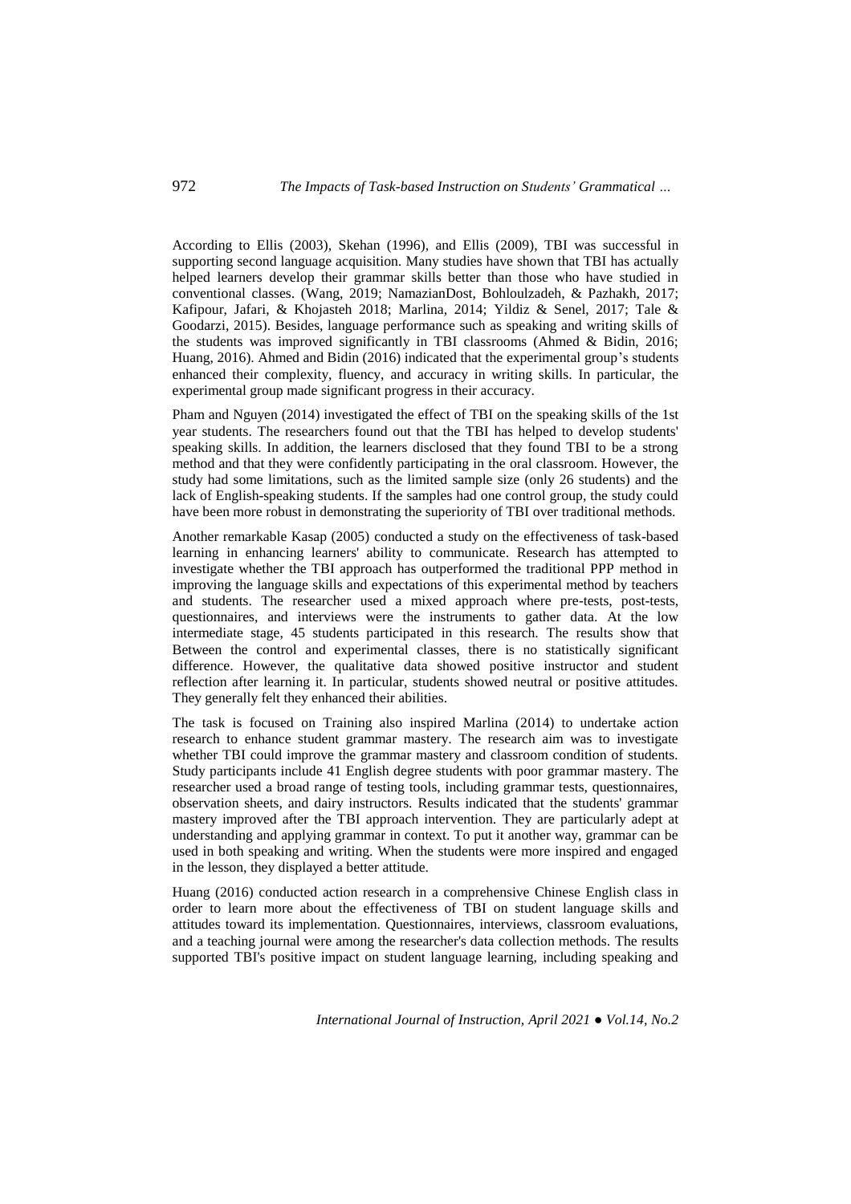According to Ellis (2003), Skehan (1996), and Ellis (2009), TBI was successful in supporting second language acquisition. Many studies have shown that TBI has actually helped learners develop their grammar skills better than those who have studied in conventional classes. (Wang, 2019; NamazianDost, Bohloulzadeh, & Pazhakh, 2017; Kafipour, Jafari, & Khojasteh 2018; Marlina, 2014; Yildiz & Senel, 2017; Tale & Goodarzi, 2015). Besides, language performance such as speaking and writing skills of the students was improved significantly in TBI classrooms (Ahmed & Bidin, 2016; Huang, 2016). Ahmed and Bidin (2016) indicated that the experimental group's students enhanced their complexity, fluency, and accuracy in writing skills. In particular, the experimental group made significant progress in their accuracy.

Pham and Nguyen (2014) investigated the effect of TBI on the speaking skills of the 1st year students. The researchers found out that the TBI has helped to develop students' speaking skills. In addition, the learners disclosed that they found TBI to be a strong method and that they were confidently participating in the oral classroom. However, the study had some limitations, such as the limited sample size (only 26 students) and the lack of English-speaking students. If the samples had one control group, the study could have been more robust in demonstrating the superiority of TBI over traditional methods.

Another remarkable Kasap (2005) conducted a study on the effectiveness of task-based learning in enhancing learners' ability to communicate. Research has attempted to investigate whether the TBI approach has outperformed the traditional PPP method in improving the language skills and expectations of this experimental method by teachers and students. The researcher used a mixed approach where pre-tests, post-tests, questionnaires, and interviews were the instruments to gather data. At the low intermediate stage, 45 students participated in this research. The results show that Between the control and experimental classes, there is no statistically significant difference. However, the qualitative data showed positive instructor and student reflection after learning it. In particular, students showed neutral or positive attitudes. They generally felt they enhanced their abilities.

The task is focused on Training also inspired Marlina (2014) to undertake action research to enhance student grammar mastery. The research aim was to investigate whether TBI could improve the grammar mastery and classroom condition of students. Study participants include 41 English degree students with poor grammar mastery. The researcher used a broad range of testing tools, including grammar tests, questionnaires, observation sheets, and dairy instructors. Results indicated that the students' grammar mastery improved after the TBI approach intervention. They are particularly adept at understanding and applying grammar in context. To put it another way, grammar can be used in both speaking and writing. When the students were more inspired and engaged in the lesson, they displayed a better attitude.

Huang (2016) conducted action research in a comprehensive Chinese English class in order to learn more about the effectiveness of TBI on student language skills and attitudes toward its implementation. Questionnaires, interviews, classroom evaluations, and a teaching journal were among the researcher's data collection methods. The results supported TBI's positive impact on student language learning, including speaking and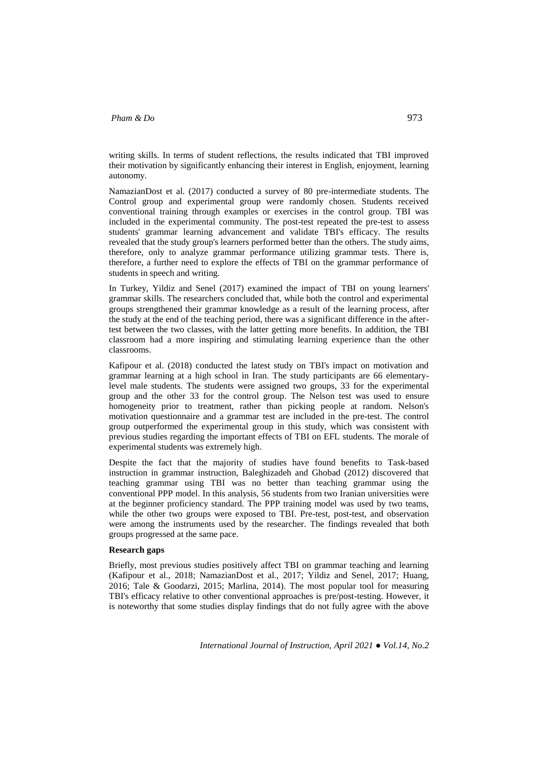writing skills. In terms of student reflections, the results indicated that TBI improved their motivation by significantly enhancing their interest in English, enjoyment, learning autonomy.

NamazianDost et al. (2017) conducted a survey of 80 pre-intermediate students. The Control group and experimental group were randomly chosen. Students received conventional training through examples or exercises in the control group. TBI was included in the experimental community. The post-test repeated the pre-test to assess students' grammar learning advancement and validate TBI's efficacy. The results revealed that the study group's learners performed better than the others. The study aims, therefore, only to analyze grammar performance utilizing grammar tests. There is, therefore, a further need to explore the effects of TBI on the grammar performance of students in speech and writing.

In Turkey, Yildiz and Senel (2017) examined the impact of TBI on young learners' grammar skills. The researchers concluded that, while both the control and experimental groups strengthened their grammar knowledge as a result of the learning process, after the study at the end of the teaching period, there was a significant difference in the after-test between the two classes, with the latter getting more benefits. In addition, the TBI classroom had a more inspiring and stimulating learning experience than the other classrooms.

Kafipour et al. (2018) conducted the latest study on TBI's impact on motivation and grammar learning at a high school in Iran. The study participants are 66 elementary-level male students. The students were assigned two groups, 33 for the experimental group and the other 33 for the control group. The Nelson test was used to ensure homogeneity prior to treatment, rather than picking people at random. Nelson's motivation questionnaire and a grammar test are included in the pre-test. The control group outperformed the experimental group in this study, which was consistent with previous studies regarding the important effects of TBI on EFL students. The morale of experimental students was extremely high.

Despite the fact that the majority of studies have found benefits to Task-based instruction in grammar instruction, Baleghizadeh and Ghobad (2012) discovered that teaching grammar using TBI was no better than teaching grammar using the conventional PPP model. In this analysis, 56 students from two Iranian universities were at the beginner proficiency standard. The PPP training model was used by two teams, while the other two groups were exposed to TBI. Pre-test, post-test, and observation were among the instruments used by the researcher. The findings revealed that both groups progressed at the same pace.

**Research gaps**

Briefly, most previous studies positively affect TBI on grammar teaching and learning (Kafipour et al., 2018; NamazianDost et al., 2017; Yildiz and Senel, 2017; Huang, 2016; Tale & Goodarzi, 2015; Marlina, 2014). The most popular tool for measuring TBI's efficacy relative to other conventional approaches is pre/post-testing. However, it is noteworthy that some studies display findings that do not fully agree with the above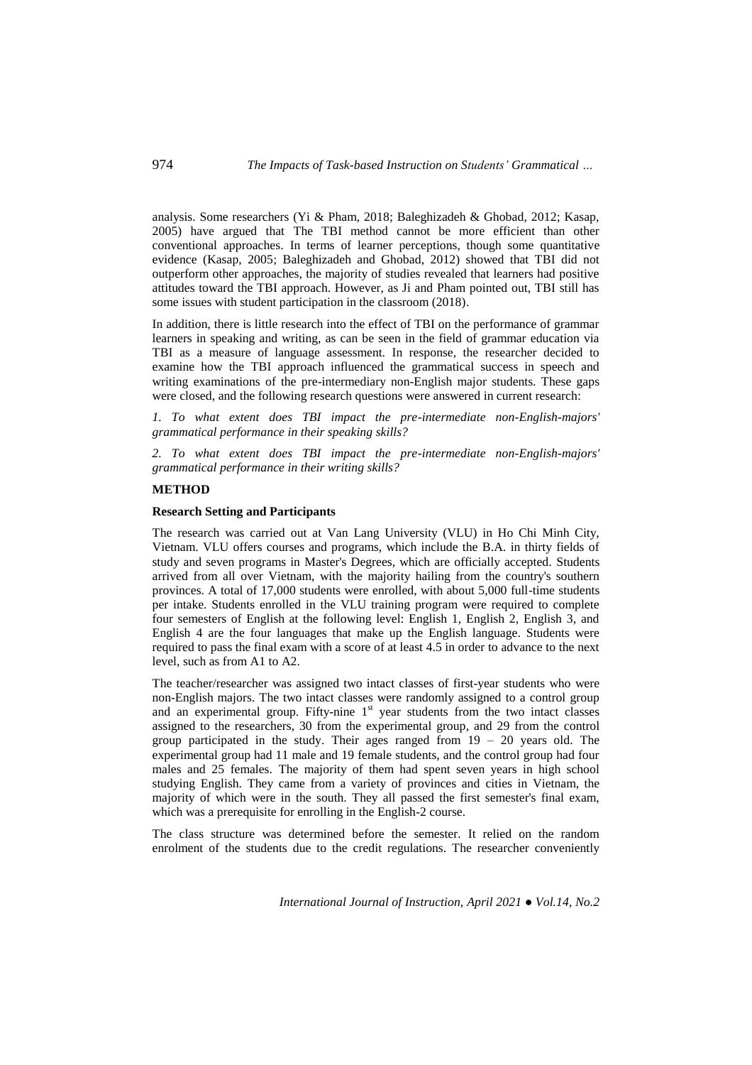analysis. Some researchers (Yi & Pham, 2018; Baleghizadeh & Ghobad, 2012; Kasap, 2005) have argued that The TBI method cannot be more efficient than other conventional approaches. In terms of learner perceptions, though some quantitative evidence (Kasap, 2005; Baleghizadeh and Ghobad, 2012) showed that TBI did not outperform other approaches, the majority of studies revealed that learners had positive attitudes toward the TBI approach. However, as Ji and Pham pointed out, TBI still has some issues with student participation in the classroom (2018).

In addition, there is little research into the effect of TBI on the performance of grammar learners in speaking and writing, as can be seen in the field of grammar education via TBI as a measure of language assessment. In response, the researcher decided to examine how the TBI approach influenced the grammatical success in speech and writing examinations of the pre-intermediary non-English major students. These gaps were closed, and the following research questions were answered in current research:

*1. To what extent does TBI impact the pre-intermediate non-English-majors' grammatical performance in their speaking skills?*

*2. To what extent does TBI impact the pre-intermediate non-English-majors' grammatical performance in their writing skills?*

## METHOD

### Research Setting and Participants

The research was carried out at Van Lang University (VLU) in Ho Chi Minh City, Vietnam. VLU offers courses and programs, which include the B.A. in thirty fields of study and seven programs in Master's Degrees, which are officially accepted. Students arrived from all over Vietnam, with the majority hailing from the country's southern provinces. A total of 17,000 students were enrolled, with about 5,000 full-time students per intake. Students enrolled in the VLU training program were required to complete four semesters of English at the following level: English 1, English 2, English 3, and English 4 are the four languages that make up the English language. Students were required to pass the final exam with a score of at least 4.5 in order to advance to the next level, such as from A1 to A2.

The teacher/researcher was assigned two intact classes of first-year students who were non-English majors. The two intact classes were randomly assigned to a control group and an experimental group. Fifty-nine 1st year students from the two intact classes assigned to the researchers, 30 from the experimental group, and 29 from the control group participated in the study. Their ages ranged from 19 – 20 years old. The experimental group had 11 male and 19 female students, and the control group had four males and 25 females. The majority of them had spent seven years in high school studying English. They came from a variety of provinces and cities in Vietnam, the majority of which were in the south. They all passed the first semester's final exam, which was a prerequisite for enrolling in the English-2 course.

The class structure was determined before the semester. It relied on the random enrolment of the students due to the credit regulations. The researcher conveniently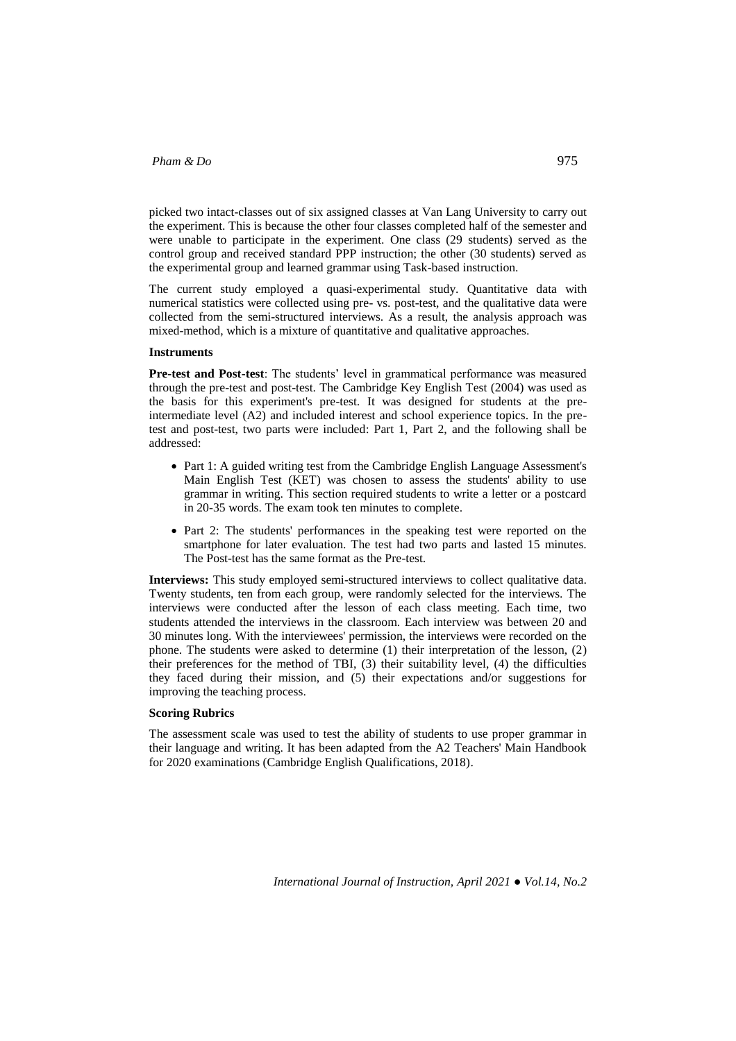picked two intact-classes out of six assigned classes at Van Lang University to carry out the experiment. This is because the other four classes completed half of the semester and were unable to participate in the experiment. One class (29 students) served as the control group and received standard PPP instruction; the other (30 students) served as the experimental group and learned grammar using Task-based instruction.

The current study employed a quasi-experimental study. Quantitative data with numerical statistics were collected using pre- vs. post-test, and the qualitative data were collected from the semi-structured interviews. As a result, the analysis approach was mixed-method, which is a mixture of quantitative and qualitative approaches.

### Instruments

**Pre-test and Post-test**: The students' level in grammatical performance was measured through the pre-test and post-test. The Cambridge Key English Test (2004) was used as the basis for this experiment's pre-test. It was designed for students at the pre-intermediate level (A2) and included interest and school experience topics. In the pre-test and post-test, two parts were included: Part 1, Part 2, and the following shall be addressed:

- Part 1: A guided writing test from the Cambridge English Language Assessment's Main English Test (KET) was chosen to assess the students' ability to use grammar in writing. This section required students to write a letter or a postcard in 20-35 words. The exam took ten minutes to complete.
- Part 2: The students' performances in the speaking test were reported on the smartphone for later evaluation. The test had two parts and lasted 15 minutes. The Post-test has the same format as the Pre-test.

**Interviews:** This study employed semi-structured interviews to collect qualitative data. Twenty students, ten from each group, were randomly selected for the interviews. The interviews were conducted after the lesson of each class meeting. Each time, two students attended the interviews in the classroom. Each interview was between 20 and 30 minutes long. With the interviewees' permission, the interviews were recorded on the phone. The students were asked to determine (1) their interpretation of the lesson, (2) their preferences for the method of TBI, (3) their suitability level, (4) the difficulties they faced during their mission, and (5) their expectations and/or suggestions for improving the teaching process.

### Scoring Rubrics

The assessment scale was used to test the ability of students to use proper grammar in their language and writing. It has been adapted from the A2 Teachers' Main Handbook for 2020 examinations (Cambridge English Qualifications, 2018).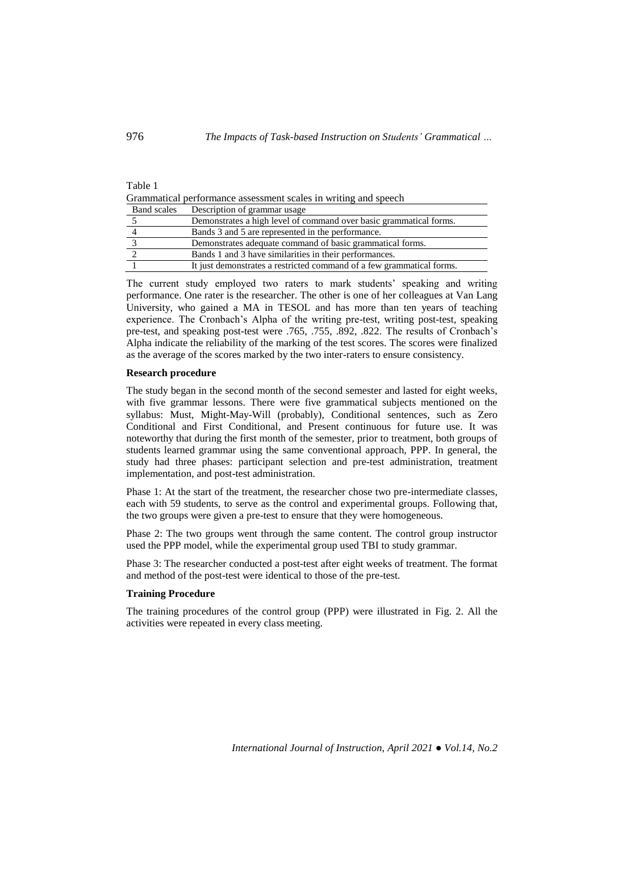Table 1
Grammatical performance assessment scales in writing and speech

| Band scales | Description of grammar usage |
|---|---|
| 5 | Demonstrates a high level of command over basic grammatical forms. |
| 4 | Bands 3 and 5 are represented in the performance. |
| 3 | Demonstrates adequate command of basic grammatical forms. |
| 2 | Bands 1 and 3 have similarities in their performances. |
| 1 | It just demonstrates a restricted command of a few grammatical forms. |

The current study employed two raters to mark students' speaking and writing performance. One rater is the researcher. The other is one of her colleagues at Van Lang University, who gained a MA in TESOL and has more than ten years of teaching experience. The Cronbach's Alpha of the writing pre-test, writing post-test, speaking pre-test, and speaking post-test were .765, .755, .892, .822. The results of Cronbach's Alpha indicate the reliability of the marking of the test scores. The scores were finalized as the average of the scores marked by the two inter-raters to ensure consistency.

**Research procedure**

The study began in the second month of the second semester and lasted for eight weeks, with five grammar lessons. There were five grammatical subjects mentioned on the syllabus: Must, Might-May-Will (probably), Conditional sentences, such as Zero Conditional and First Conditional, and Present continuous for future use. It was noteworthy that during the first month of the semester, prior to treatment, both groups of students learned grammar using the same conventional approach, PPP. In general, the study had three phases: participant selection and pre-test administration, treatment implementation, and post-test administration.

Phase 1: At the start of the treatment, the researcher chose two pre-intermediate classes, each with 59 students, to serve as the control and experimental groups. Following that, the two groups were given a pre-test to ensure that they were homogeneous.

Phase 2: The two groups went through the same content. The control group instructor used the PPP model, while the experimental group used TBI to study grammar.

Phase 3: The researcher conducted a post-test after eight weeks of treatment. The format and method of the post-test were identical to those of the pre-test.

**Training Procedure**

The training procedures of the control group (PPP) were illustrated in Fig. 2. All the activities were repeated in every class meeting.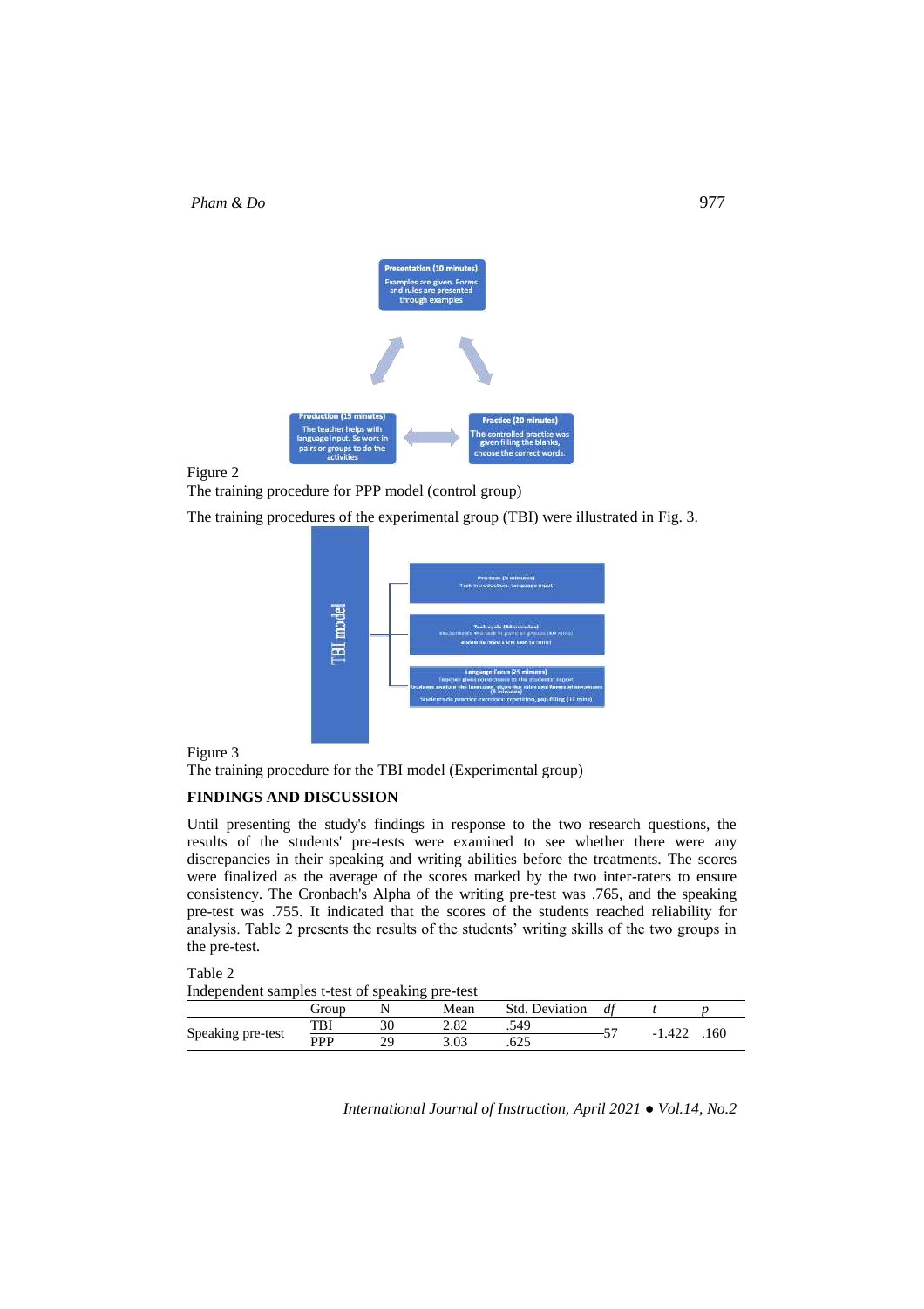Figure 2

The training procedure for PPP model (control group)

The training procedures of the experimental group (TBI) were illustrated in Fig. 3.

Figure 3

The training procedure for the TBI model (Experimental group)

## FINDINGS AND DISCUSSION

Until presenting the study's findings in response to the two research questions, the results of the students' pre-tests were examined to see whether there were any discrepancies in their speaking and writing abilities before the treatments. The scores were finalized as the average of the scores marked by the two inter-raters to ensure consistency. The Cronbach's Alpha of the writing pre-test was .765, and the speaking pre-test was .755. It indicated that the scores of the students reached reliability for analysis. Table 2 presents the results of the students' writing skills of the two groups in the pre-test.

Table 2

Independent samples t-test of speaking pre-test

| | Group | N | Mean | Std. Deviation | *df* | *t* | *p* |
|---|---|---|---|---|---|---|---|
| Speaking pre-test | TBI | 30 | 2.82 | .549 | 57 | -1.422 | .160 |
| | PPP | 29 | 3.03 | .625 | | | |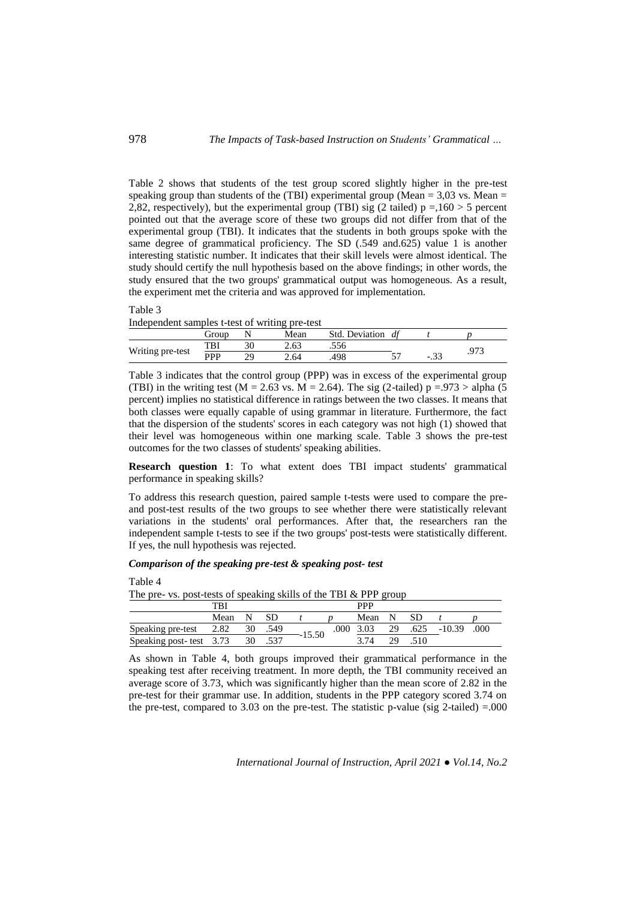Table 2 shows that students of the test group scored slightly higher in the pre-test speaking group than students of the (TBI) experimental group (Mean = 3,03 vs. Mean = 2,82, respectively), but the experimental group (TBI) sig (2 tailed) p =,160 > 5 percent pointed out that the average score of these two groups did not differ from that of the experimental group (TBI). It indicates that the students in both groups spoke with the same degree of grammatical proficiency. The SD (.549 and.625) value 1 is another interesting statistic number. It indicates that their skill levels were almost identical. The study should certify the null hypothesis based on the above findings; in other words, the study ensured that the two groups' grammatical output was homogeneous. As a result, the experiment met the criteria and was approved for implementation.

Table 3

Independent samples t-test of writing pre-test

| | Group | N | Mean | Std. Deviation | *df* | *t* | *p* |
|---|---|---|---|---|---|---|---|
| Writing pre-test | TBI | 30 | 2.63 | .556 | 57 | -.33 | .973 |
| | PPP | 29 | 2.64 | .498 | | | |

Table 3 indicates that the control group (PPP) was in excess of the experimental group (TBI) in the writing test (M = 2.63 vs. M = 2.64). The sig (2-tailed) p =.973 > alpha (5 percent) implies no statistical difference in ratings between the two classes. It means that both classes were equally capable of using grammar in literature. Furthermore, the fact that the dispersion of the students' scores in each category was not high (1) showed that their level was homogeneous within one marking scale. Table 3 shows the pre-test outcomes for the two classes of students' speaking abilities.

**Research question 1**: To what extent does TBI impact students' grammatical performance in speaking skills?

To address this research question, paired sample t-tests were used to compare the pre- and post-test results of the two groups to see whether there were statistically relevant variations in the students' oral performances. After that, the researchers ran the independent sample t-tests to see if the two groups' post-tests were statistically different. If yes, the null hypothesis was rejected.

***Comparison of the speaking pre-test & speaking post- test***

Table 4

The pre- vs. post-tests of speaking skills of the TBI & PPP group

| | TBI | | | | | PPP | | | | |
|---|---|---|---|---|---|---|---|---|---|---|
| | Mean | N | SD | *t* | *p* | Mean | N | SD | *t* | *p* |
| Speaking pre-test | 2.82 | 30 | .549 | -15.50 | .000 | 3.03 | 29 | .625 | -10.39 | .000 |
| Speaking post- test | 3.73 | 30 | .537 | | | 3.74 | 29 | .510 | | |

As shown in Table 4, both groups improved their grammatical performance in the speaking test after receiving treatment. In more depth, the TBI community received an average score of 3.73, which was significantly higher than the mean score of 2.82 in the pre-test for their grammar use. In addition, students in the PPP category scored 3.74 on the pre-test, compared to 3.03 on the pre-test. The statistic p-value (sig 2-tailed) =.000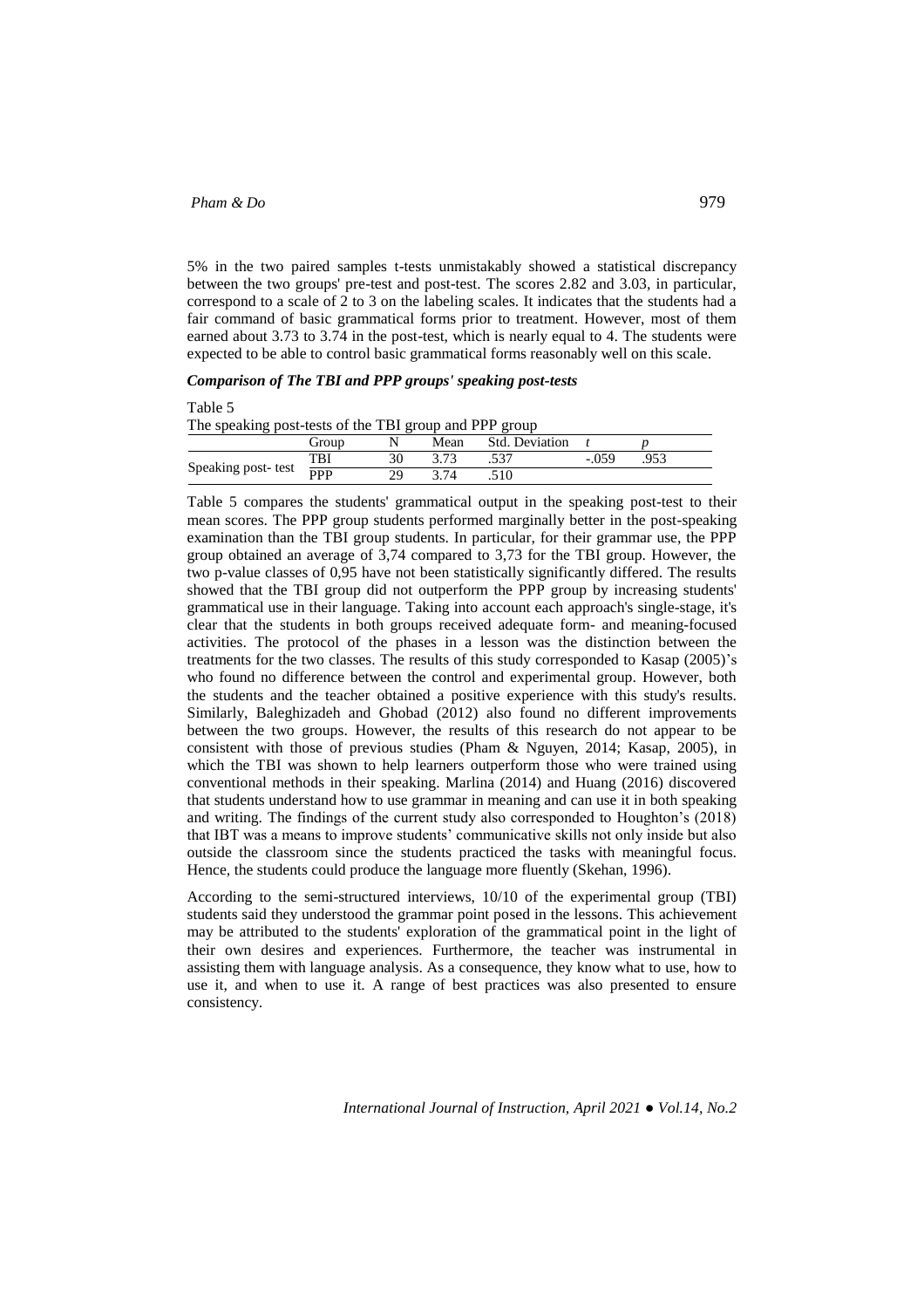5% in the two paired samples t-tests unmistakably showed a statistical discrepancy between the two groups' pre-test and post-test. The scores 2.82 and 3.03, in particular, correspond to a scale of 2 to 3 on the labeling scales. It indicates that the students had a fair command of basic grammatical forms prior to treatment. However, most of them earned about 3.73 to 3.74 in the post-test, which is nearly equal to 4. The students were expected to be able to control basic grammatical forms reasonably well on this scale.

### *Comparison of The TBI and PPP groups' speaking post-tests*

Table 5
The speaking post-tests of the TBI group and PPP group

| | Group | N | Mean | Std. Deviation | *t* | *p* |
|---|---|---|---|---|---|---|
| Speaking post- test | TBI | 30 | 3.73 | .537 | -.059 | .953 |
| | PPP | 29 | 3.74 | .510 | | |

Table 5 compares the students' grammatical output in the speaking post-test to their mean scores. The PPP group students performed marginally better in the post-speaking examination than the TBI group students. In particular, for their grammar use, the PPP group obtained an average of 3,74 compared to 3,73 for the TBI group. However, the two p-value classes of 0,95 have not been statistically significantly differed. The results showed that the TBI group did not outperform the PPP group by increasing students' grammatical use in their language. Taking into account each approach's single-stage, it's clear that the students in both groups received adequate form- and meaning-focused activities. The protocol of the phases in a lesson was the distinction between the treatments for the two classes. The results of this study corresponded to Kasap (2005)'s who found no difference between the control and experimental group. However, both the students and the teacher obtained a positive experience with this study's results. Similarly, Baleghizadeh and Ghobad (2012) also found no different improvements between the two groups. However, the results of this research do not appear to be consistent with those of previous studies (Pham & Nguyen, 2014; Kasap, 2005), in which the TBI was shown to help learners outperform those who were trained using conventional methods in their speaking. Marlina (2014) and Huang (2016) discovered that students understand how to use grammar in meaning and can use it in both speaking and writing. The findings of the current study also corresponded to Houghton's (2018) that IBT was a means to improve students' communicative skills not only inside but also outside the classroom since the students practiced the tasks with meaningful focus. Hence, the students could produce the language more fluently (Skehan, 1996).

According to the semi-structured interviews, 10/10 of the experimental group (TBI) students said they understood the grammar point posed in the lessons. This achievement may be attributed to the students' exploration of the grammatical point in the light of their own desires and experiences. Furthermore, the teacher was instrumental in assisting them with language analysis. As a consequence, they know what to use, how to use it, and when to use it. A range of best practices was also presented to ensure consistency.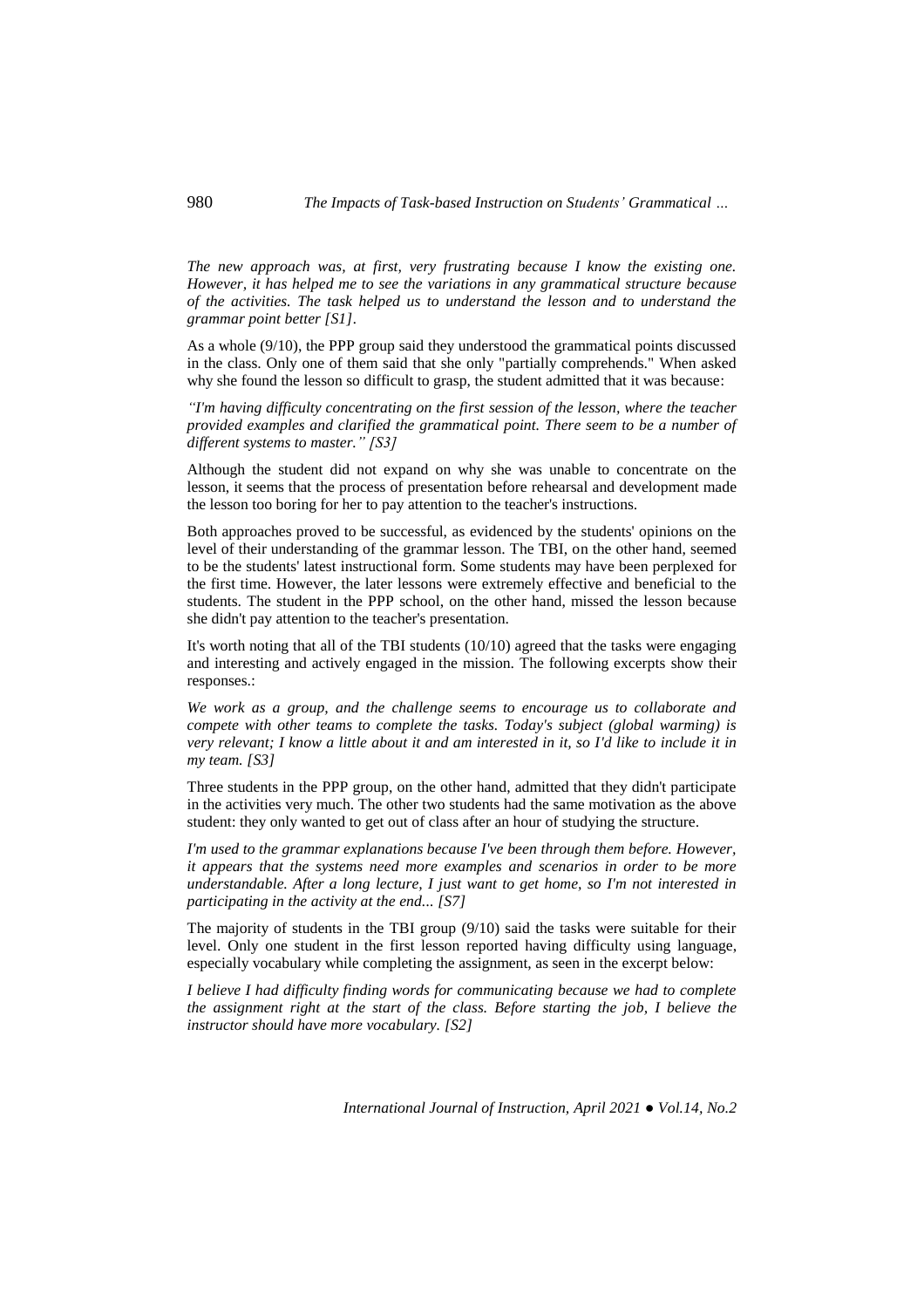*The new approach was, at first, very frustrating because I know the existing one. However, it has helped me to see the variations in any grammatical structure because of the activities. The task helped us to understand the lesson and to understand the grammar point better [S1].*

As a whole (9/10), the PPP group said they understood the grammatical points discussed in the class. Only one of them said that she only "partially comprehends." When asked why she found the lesson so difficult to grasp, the student admitted that it was because:

*"I'm having difficulty concentrating on the first session of the lesson, where the teacher provided examples and clarified the grammatical point. There seem to be a number of different systems to master." [S3]*

Although the student did not expand on why she was unable to concentrate on the lesson, it seems that the process of presentation before rehearsal and development made the lesson too boring for her to pay attention to the teacher's instructions.

Both approaches proved to be successful, as evidenced by the students' opinions on the level of their understanding of the grammar lesson. The TBI, on the other hand, seemed to be the students' latest instructional form. Some students may have been perplexed for the first time. However, the later lessons were extremely effective and beneficial to the students. The student in the PPP school, on the other hand, missed the lesson because she didn't pay attention to the teacher's presentation.

It's worth noting that all of the TBI students (10/10) agreed that the tasks were engaging and interesting and actively engaged in the mission. The following excerpts show their responses.:

*We work as a group, and the challenge seems to encourage us to collaborate and compete with other teams to complete the tasks. Today's subject (global warming) is very relevant; I know a little about it and am interested in it, so I'd like to include it in my team. [S3]*

Three students in the PPP group, on the other hand, admitted that they didn't participate in the activities very much. The other two students had the same motivation as the above student: they only wanted to get out of class after an hour of studying the structure.

*I'm used to the grammar explanations because I've been through them before. However, it appears that the systems need more examples and scenarios in order to be more understandable. After a long lecture, I just want to get home, so I'm not interested in participating in the activity at the end... [S7]*

The majority of students in the TBI group (9/10) said the tasks were suitable for their level. Only one student in the first lesson reported having difficulty using language, especially vocabulary while completing the assignment, as seen in the excerpt below:

*I believe I had difficulty finding words for communicating because we had to complete the assignment right at the start of the class. Before starting the job, I believe the instructor should have more vocabulary. [S2]*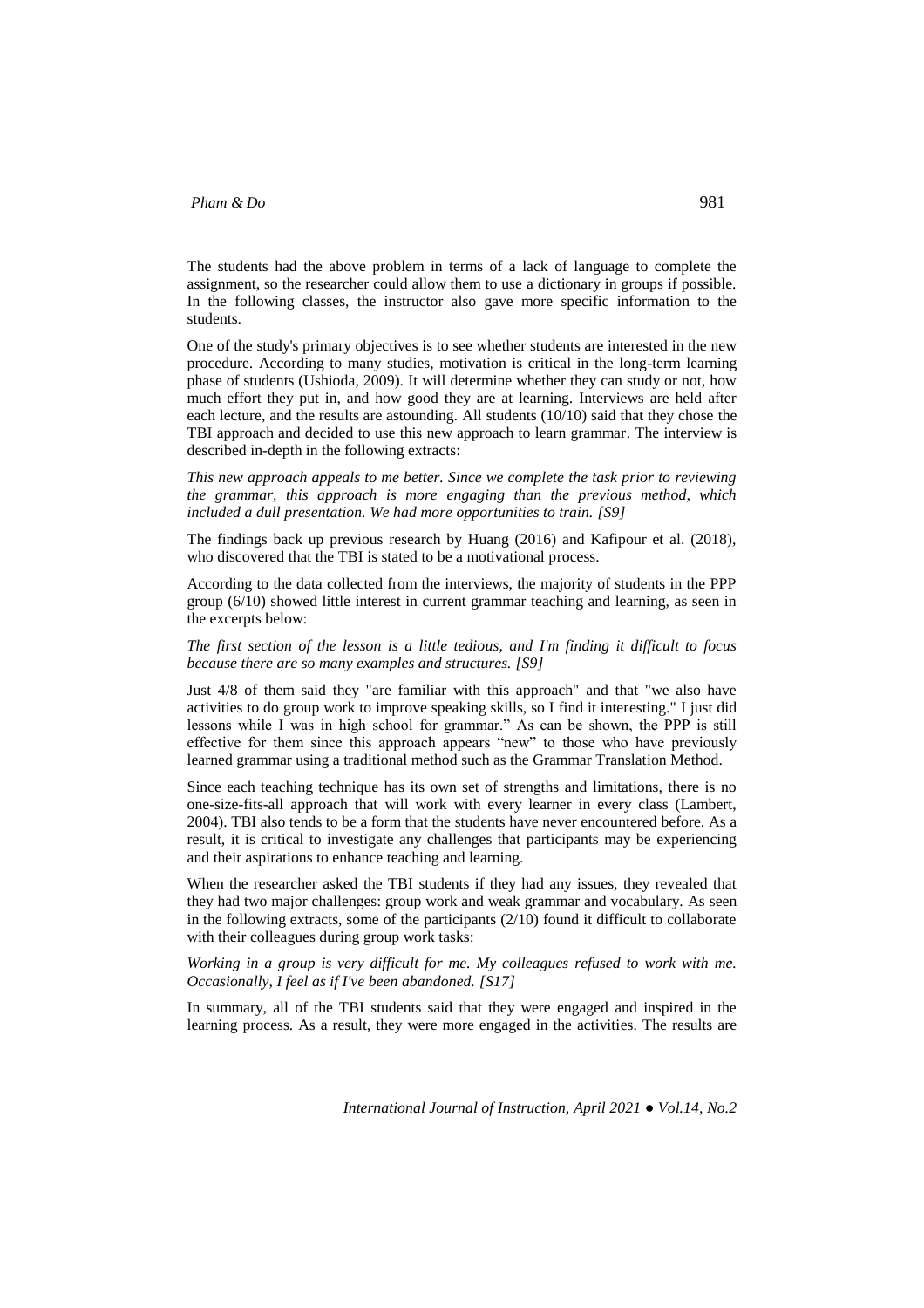The students had the above problem in terms of a lack of language to complete the assignment, so the researcher could allow them to use a dictionary in groups if possible. In the following classes, the instructor also gave more specific information to the students.

One of the study's primary objectives is to see whether students are interested in the new procedure. According to many studies, motivation is critical in the long-term learning phase of students (Ushioda, 2009). It will determine whether they can study or not, how much effort they put in, and how good they are at learning. Interviews are held after each lecture, and the results are astounding. All students (10/10) said that they chose the TBI approach and decided to use this new approach to learn grammar. The interview is described in-depth in the following extracts:

*This new approach appeals to me better. Since we complete the task prior to reviewing the grammar, this approach is more engaging than the previous method, which included a dull presentation. We had more opportunities to train. [S9]*

The findings back up previous research by Huang (2016) and Kafipour et al. (2018), who discovered that the TBI is stated to be a motivational process.

According to the data collected from the interviews, the majority of students in the PPP group (6/10) showed little interest in current grammar teaching and learning, as seen in the excerpts below:

*The first section of the lesson is a little tedious, and I'm finding it difficult to focus because there are so many examples and structures. [S9]*

Just 4/8 of them said they "are familiar with this approach" and that "we also have activities to do group work to improve speaking skills, so I find it interesting." I just did lessons while I was in high school for grammar." As can be shown, the PPP is still effective for them since this approach appears "new" to those who have previously learned grammar using a traditional method such as the Grammar Translation Method.

Since each teaching technique has its own set of strengths and limitations, there is no one-size-fits-all approach that will work with every learner in every class (Lambert, 2004). TBI also tends to be a form that the students have never encountered before. As a result, it is critical to investigate any challenges that participants may be experiencing and their aspirations to enhance teaching and learning.

When the researcher asked the TBI students if they had any issues, they revealed that they had two major challenges: group work and weak grammar and vocabulary. As seen in the following extracts, some of the participants (2/10) found it difficult to collaborate with their colleagues during group work tasks:

*Working in a group is very difficult for me. My colleagues refused to work with me. Occasionally, I feel as if I've been abandoned. [S17]*

In summary, all of the TBI students said that they were engaged and inspired in the learning process. As a result, they were more engaged in the activities. The results are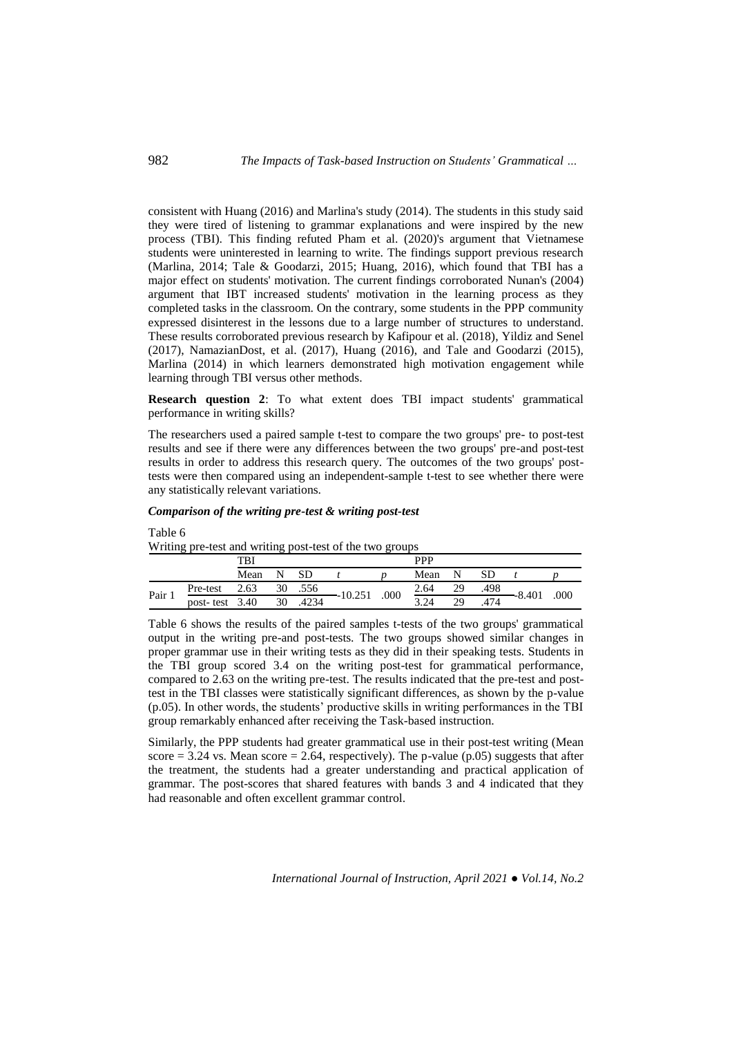consistent with Huang (2016) and Marlina's study (2014). The students in this study said they were tired of listening to grammar explanations and were inspired by the new process (TBI). This finding refuted Pham et al. (2020)'s argument that Vietnamese students were uninterested in learning to write. The findings support previous research (Marlina, 2014; Tale & Goodarzi, 2015; Huang, 2016), which found that TBI has a major effect on students' motivation. The current findings corroborated Nunan's (2004) argument that IBT increased students' motivation in the learning process as they completed tasks in the classroom. On the contrary, some students in the PPP community expressed disinterest in the lessons due to a large number of structures to understand. These results corroborated previous research by Kafipour et al. (2018), Yildiz and Senel (2017), NamazianDost, et al. (2017), Huang (2016), and Tale and Goodarzi (2015), Marlina (2014) in which learners demonstrated high motivation engagement while learning through TBI versus other methods.

**Research question 2**: To what extent does TBI impact students' grammatical performance in writing skills?

The researchers used a paired sample t-test to compare the two groups' pre- to post-test results and see if there were any differences between the two groups' pre-and post-test results in order to address this research query. The outcomes of the two groups' post-tests were then compared using an independent-sample t-test to see whether there were any statistically relevant variations.

***Comparison of the writing pre-test & writing post-test***

Table 6

Writing pre-test and writing post-test of the two groups

| | | TBI | | | | | PPP | | | | |
|---|---|---|---|---|---|---|---|---|---|---|---|
| | | Mean | N | SD | *t* | *p* | Mean | N | SD | *t* | *p* |
| Pair 1 | Pre-test | 2.63 | 30 | .556 | -10.251 | .000 | 2.64 | 29 | .498 | -8.401 | .000 |
| | post- test | 3.40 | 30 | .4234 | | | 3.24 | 29 | .474 | | |

Table 6 shows the results of the paired samples t-tests of the two groups' grammatical output in the writing pre-and post-tests. The two groups showed similar changes in proper grammar use in their writing tests as they did in their speaking tests. Students in the TBI group scored 3.4 on the writing post-test for grammatical performance, compared to 2.63 on the writing pre-test. The results indicated that the pre-test and post-test in the TBI classes were statistically significant differences, as shown by the p-value (p.05). In other words, the students' productive skills in writing performances in the TBI group remarkably enhanced after receiving the Task-based instruction.

Similarly, the PPP students had greater grammatical use in their post-test writing (Mean score = 3.24 vs. Mean score = 2.64, respectively). The p-value (p.05) suggests that after the treatment, the students had a greater understanding and practical application of grammar. The post-scores that shared features with bands 3 and 4 indicated that they had reasonable and often excellent grammar control.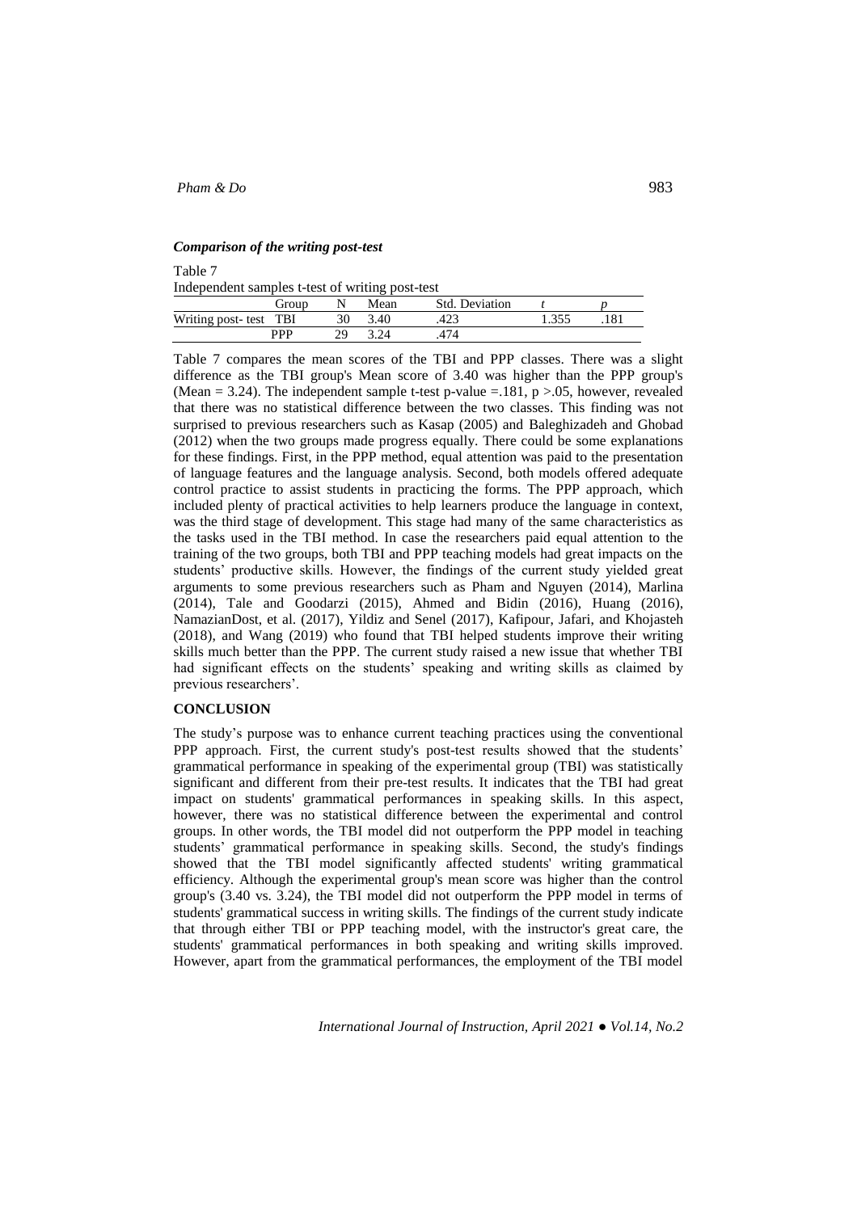### *Comparison of the writing post-test*

Table 7
Independent samples t-test of writing post-test

| | Group | N | Mean | Std. Deviation | *t* | *p* |
|---|---|---|---|---|---|---|
| Writing post- test | TBI | 30 | 3.40 | .423 | 1.355 | .181 |
| | PPP | 29 | 3.24 | .474 | | |

Table 7 compares the mean scores of the TBI and PPP classes. There was a slight difference as the TBI group's Mean score of 3.40 was higher than the PPP group's (Mean = 3.24). The independent sample t-test p-value =.181, p >.05, however, revealed that there was no statistical difference between the two classes. This finding was not surprised to previous researchers such as Kasap (2005) and Baleghizadeh and Ghobad (2012) when the two groups made progress equally. There could be some explanations for these findings. First, in the PPP method, equal attention was paid to the presentation of language features and the language analysis. Second, both models offered adequate control practice to assist students in practicing the forms. The PPP approach, which included plenty of practical activities to help learners produce the language in context, was the third stage of development. This stage had many of the same characteristics as the tasks used in the TBI method. In case the researchers paid equal attention to the training of the two groups, both TBI and PPP teaching models had great impacts on the students' productive skills. However, the findings of the current study yielded great arguments to some previous researchers such as Pham and Nguyen (2014), Marlina (2014), Tale and Goodarzi (2015), Ahmed and Bidin (2016), Huang (2016), NamazianDost, et al. (2017), Yildiz and Senel (2017), Kafipour, Jafari, and Khojasteh (2018), and Wang (2019) who found that TBI helped students improve their writing skills much better than the PPP. The current study raised a new issue that whether TBI had significant effects on the students' speaking and writing skills as claimed by previous researchers'.

## CONCLUSION

The study's purpose was to enhance current teaching practices using the conventional PPP approach. First, the current study's post-test results showed that the students' grammatical performance in speaking of the experimental group (TBI) was statistically significant and different from their pre-test results. It indicates that the TBI had great impact on students' grammatical performances in speaking skills. In this aspect, however, there was no statistical difference between the experimental and control groups. In other words, the TBI model did not outperform the PPP model in teaching students' grammatical performance in speaking skills. Second, the study's findings showed that the TBI model significantly affected students' writing grammatical efficiency. Although the experimental group's mean score was higher than the control group's (3.40 vs. 3.24), the TBI model did not outperform the PPP model in terms of students' grammatical success in writing skills. The findings of the current study indicate that through either TBI or PPP teaching model, with the instructor's great care, the students' grammatical performances in both speaking and writing skills improved. However, apart from the grammatical performances, the employment of the TBI model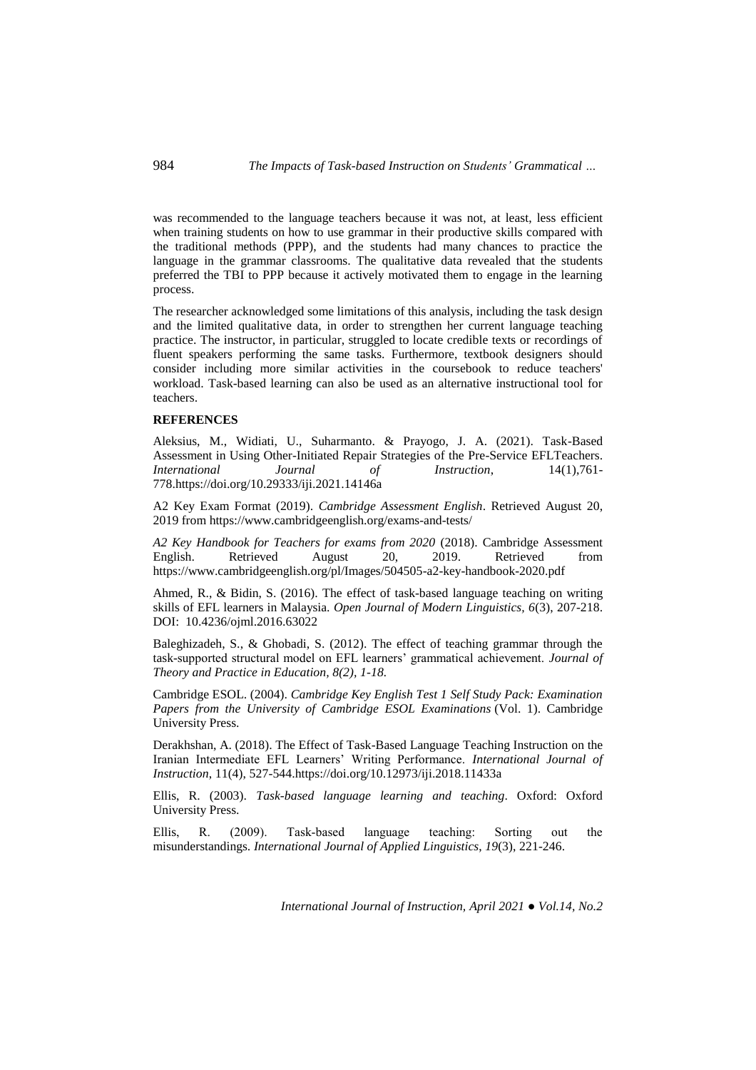was recommended to the language teachers because it was not, at least, less efficient when training students on how to use grammar in their productive skills compared with the traditional methods (PPP), and the students had many chances to practice the language in the grammar classrooms. The qualitative data revealed that the students preferred the TBI to PPP because it actively motivated them to engage in the learning process.

The researcher acknowledged some limitations of this analysis, including the task design and the limited qualitative data, in order to strengthen her current language teaching practice. The instructor, in particular, struggled to locate credible texts or recordings of fluent speakers performing the same tasks. Furthermore, textbook designers should consider including more similar activities in the coursebook to reduce teachers' workload. Task-based learning can also be used as an alternative instructional tool for teachers.

## REFERENCES

Aleksius, M., Widiati, U., Suharmanto. & Prayogo, J. A. (2021). Task-Based Assessment in Using Other-Initiated Repair Strategies of the Pre-Service EFLTeachers. *International Journal of Instruction*, 14(1),761-778.https://doi.org/10.29333/iji.2021.14146a

A2 Key Exam Format (2019). *Cambridge Assessment English*. Retrieved August 20, 2019 from https://www.cambridgeenglish.org/exams-and-tests/

*A2 Key Handbook for Teachers for exams from 2020* (2018). Cambridge Assessment English. Retrieved August 20, 2019. Retrieved from https://www.cambridgeenglish.org/pl/Images/504505-a2-key-handbook-2020.pdf

Ahmed, R., & Bidin, S. (2016). The effect of task-based language teaching on writing skills of EFL learners in Malaysia. *Open Journal of Modern Linguistics, 6*(3), 207-218. DOI: 10.4236/ojml.2016.63022

Baleghizadeh, S., & Ghobadi, S. (2012). The effect of teaching grammar through the task-supported structural model on EFL learners' grammatical achievement. *Journal of Theory and Practice in Education, 8(2), 1-18.*

Cambridge ESOL. (2004). *Cambridge Key English Test 1 Self Study Pack: Examination Papers from the University of Cambridge ESOL Examinations* (Vol. 1). Cambridge University Press.

Derakhshan, A. (2018). The Effect of Task-Based Language Teaching Instruction on the Iranian Intermediate EFL Learners' Writing Performance. *International Journal of Instruction*, 11(4), 527-544.https://doi.org/10.12973/iji.2018.11433a

Ellis, R. (2003). *Task-based language learning and teaching*. Oxford: Oxford University Press.

Ellis, R. (2009). Task-based language teaching: Sorting out the misunderstandings. *International Journal of Applied Linguistics*, *19*(3), 221-246.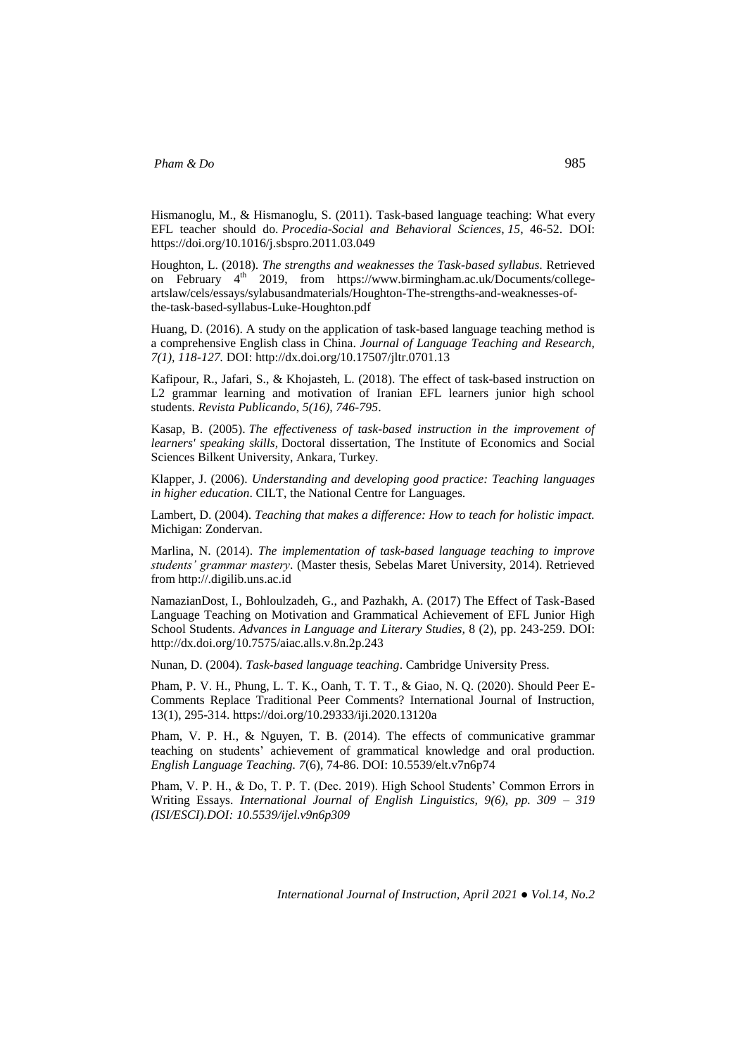Hismanoglu, M., & Hismanoglu, S. (2011). Task-based language teaching: What every EFL teacher should do. *Procedia-Social and Behavioral Sciences*, *15*, 46-52. DOI: https://doi.org/10.1016/j.sbspro.2011.03.049

Houghton, L. (2018). *The strengths and weaknesses the Task-based syllabus*. Retrieved on February 4th 2019, from https://www.birmingham.ac.uk/Documents/college-artslaw/cels/essays/sylabusandmaterials/Houghton-The-strengths-and-weaknesses-of-the-task-based-syllabus-Luke-Houghton.pdf

Huang, D. (2016). A study on the application of task-based language teaching method is a comprehensive English class in China. *Journal of Language Teaching and Research, 7(1), 118-127.* DOI: http://dx.doi.org/10.17507/jltr.0701.13

Kafipour, R., Jafari, S., & Khojasteh, L. (2018). The effect of task-based instruction on L2 grammar learning and motivation of Iranian EFL learners junior high school students. *Revista Publicando*, *5(16), 746-795*.

Kasap, B. (2005). *The effectiveness of task-based instruction in the improvement of learners' speaking skills,* Doctoral dissertation, The Institute of Economics and Social Sciences Bilkent University, Ankara, Turkey.

Klapper, J. (2006). *Understanding and developing good practice: Teaching languages in higher education*. CILT, the National Centre for Languages.

Lambert, D. (2004). *Teaching that makes a difference: How to teach for holistic impact.* Michigan: Zondervan.

Marlina, N. (2014). *The implementation of task-based language teaching to improve students' grammar mastery*. (Master thesis, Sebelas Maret University, 2014). Retrieved from http://.digilib.uns.ac.id

NamazianDost, I., Bohloulzadeh, G., and Pazhakh, A. (2017) The Effect of Task-Based Language Teaching on Motivation and Grammatical Achievement of EFL Junior High School Students. *Advances in Language and Literary Studies,* 8 (2), pp. 243-259. DOI: http://dx.doi.org/10.7575/aiac.alls.v.8n.2p.243

Nunan, D. (2004). *Task-based language teaching*. Cambridge University Press.

Pham, P. V. H., Phung, L. T. K., Oanh, T. T. T., & Giao, N. Q. (2020). Should Peer E-Comments Replace Traditional Peer Comments? International Journal of Instruction, 13(1), 295-314. https://doi.org/10.29333/iji.2020.13120a

Pham, V. P. H., & Nguyen, T. B. (2014). The effects of communicative grammar teaching on students' achievement of grammatical knowledge and oral production. *English Language Teaching. 7*(6), 74-86. DOI: 10.5539/elt.v7n6p74

Pham, V. P. H., & Do, T. P. T. (Dec. 2019). High School Students' Common Errors in Writing Essays. *International Journal of English Linguistics, 9(6), pp. 309 – 319 (ISI/ESCI).DOI: 10.5539/ijel.v9n6p309*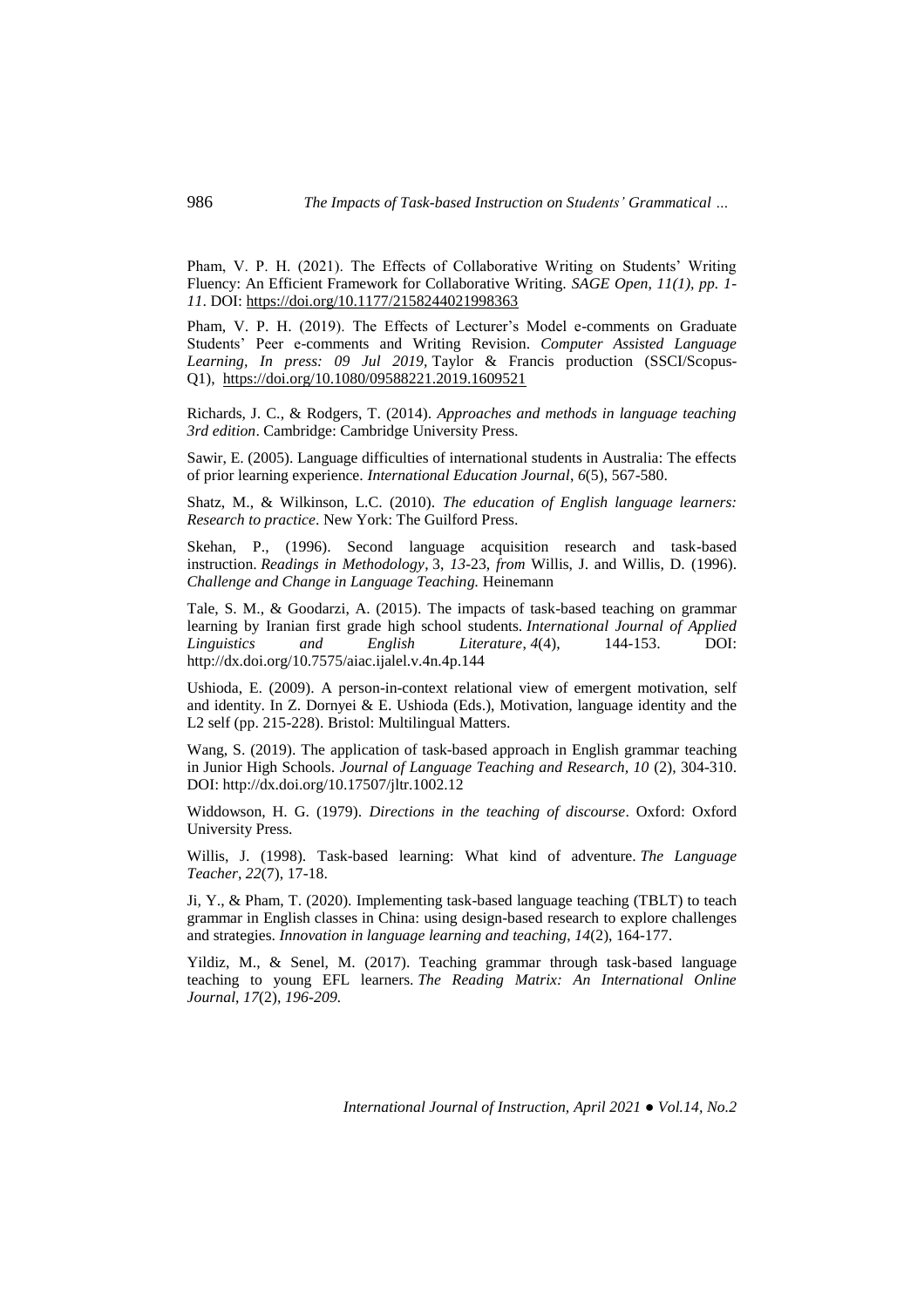Pham, V. P. H. (2021). The Effects of Collaborative Writing on Students' Writing Fluency: An Efficient Framework for Collaborative Writing. *SAGE Open, 11(1), pp. 1-11*. DOI: https://doi.org/10.1177/2158244021998363

Pham, V. P. H. (2019). The Effects of Lecturer's Model e-comments on Graduate Students' Peer e-comments and Writing Revision. *Computer Assisted Language Learning, In press: 09 Jul 2019*, Taylor & Francis production (SSCI/Scopus-Q1), https://doi.org/10.1080/09588221.2019.1609521

Richards, J. C., & Rodgers, T. (2014). *Approaches and methods in language teaching 3rd edition*. Cambridge: Cambridge University Press.

Sawir, E. (2005). Language difficulties of international students in Australia: The effects of prior learning experience. *International Education Journal*, *6*(5), 567-580.

Shatz, M., & Wilkinson, L.C. (2010). *The education of English language learners: Research to practice*. New York: The Guilford Press.

Skehan, P., (1996). Second language acquisition research and task-based instruction. *Readings in Methodology*, 3, *13*-23, *from* Willis, J. and Willis, D. (1996). *Challenge and Change in Language Teaching.* Heinemann

Tale, S. M., & Goodarzi, A. (2015). The impacts of task-based teaching on grammar learning by Iranian first grade high school students. *International Journal of Applied Linguistics and English Literature*, *4*(4), 144-153. DOI: http://dx.doi.org/10.7575/aiac.ijalel.v.4n.4p.144

Ushioda, E. (2009). A person-in-context relational view of emergent motivation, self and identity. In Z. Dornyei & E. Ushioda (Eds.), Motivation, language identity and the L2 self (pp. 215-228). Bristol: Multilingual Matters.

Wang, S. (2019). The application of task-based approach in English grammar teaching in Junior High Schools. *Journal of Language Teaching and Research, 10* (2), 304-310. DOI: http://dx.doi.org/10.17507/jltr.1002.12

Widdowson, H. G. (1979). *Directions in the teaching of discourse*. Oxford: Oxford University Press.

Willis, J. (1998). Task-based learning: What kind of adventure. *The Language Teacher*, *22*(7), 17-18.

Ji, Y., & Pham, T. (2020). Implementing task-based language teaching (TBLT) to teach grammar in English classes in China: using design-based research to explore challenges and strategies. *Innovation in language learning and teaching*, *14*(2), 164-177.

Yildiz, M., & Senel, M. (2017). Teaching grammar through task-based language teaching to young EFL learners. *The Reading Matrix: An International Online Journal*, *17*(2), *196-209*.